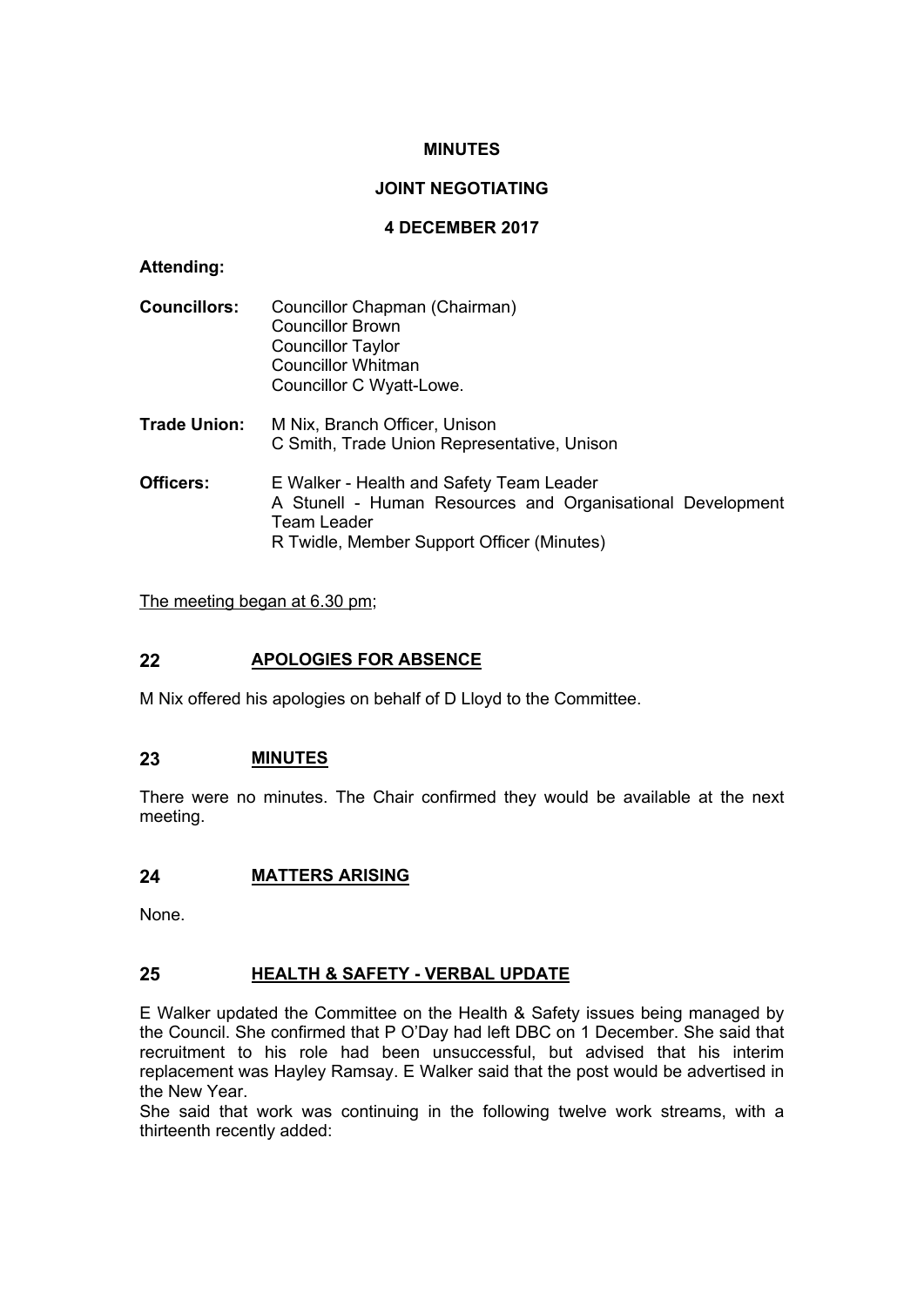**MINUTES**

**JOINT NEGOTIATING**

**4 DECEMBER 2017**

**Attending:**

**Councillors:** Councillor Chapman (Chairman)
Councillor Brown
Councillor Taylor
Councillor Whitman
Councillor C Wyatt-Lowe.

**Trade Union:** M Nix, Branch Officer, Unison
C Smith, Trade Union Representative, Unison

**Officers:** E Walker - Health and Safety Team Leader
A Stunell - Human Resources and Organisational Development Team Leader
R Twidle, Member Support Officer (Minutes)

The meeting began at 6.30 pm;

## 22 APOLOGIES FOR ABSENCE

M Nix offered his apologies on behalf of D Lloyd to the Committee.

## 23 MINUTES

There were no minutes. The Chair confirmed they would be available at the next meeting.

## 24 MATTERS ARISING

None.

## 25 HEALTH & SAFETY - VERBAL UPDATE

E Walker updated the Committee on the Health & Safety issues being managed by the Council. She confirmed that P O'Day had left DBC on 1 December. She said that recruitment to his role had been unsuccessful, but advised that his interim replacement was Hayley Ramsay. E Walker said that the post would be advertised in the New Year.

She said that work was continuing in the following twelve work streams, with a thirteenth recently added: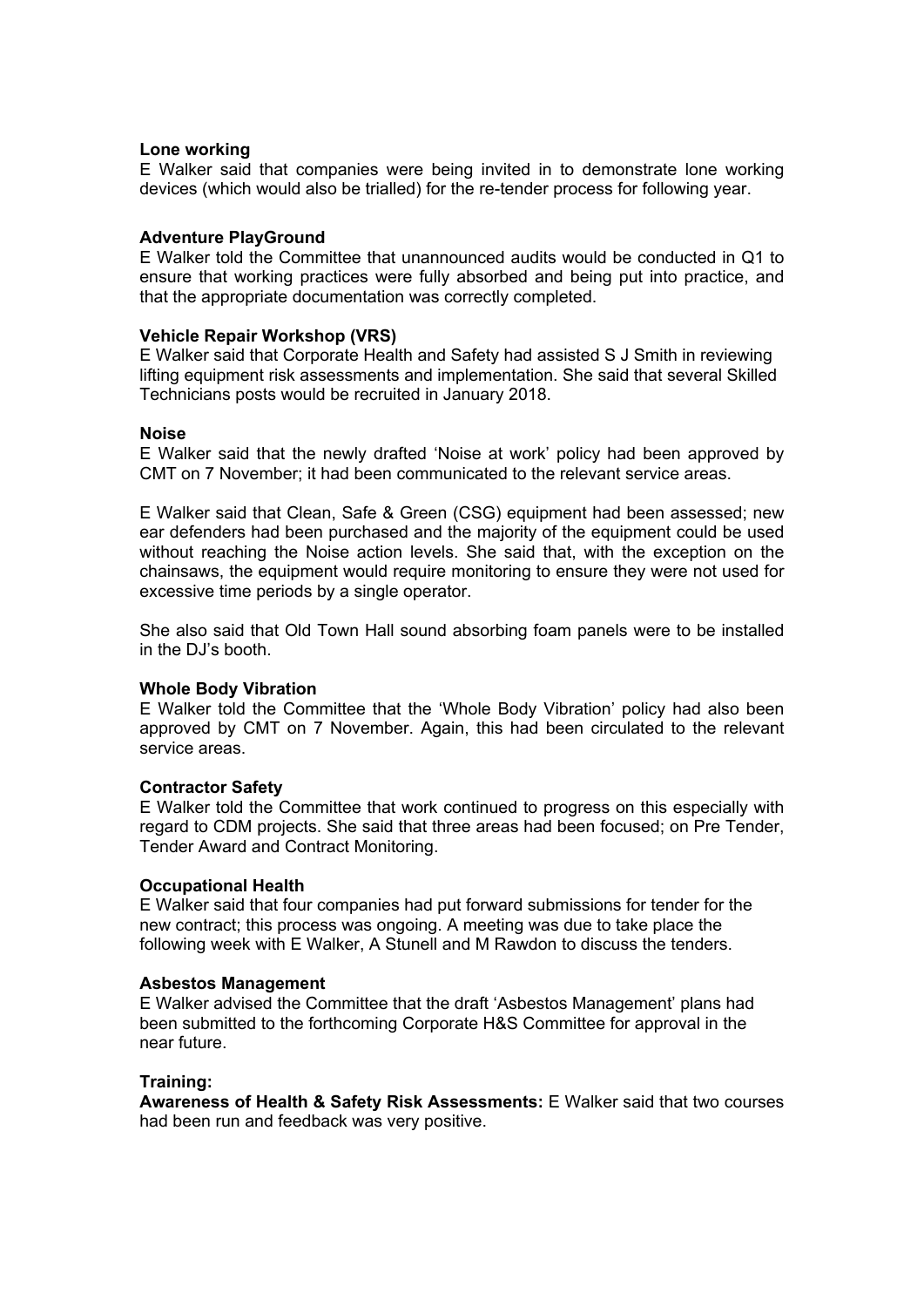**Lone working**

E Walker said that companies were being invited in to demonstrate lone working devices (which would also be trialled) for the re-tender process for following year.

**Adventure PlayGround**

E Walker told the Committee that unannounced audits would be conducted in Q1 to ensure that working practices were fully absorbed and being put into practice, and that the appropriate documentation was correctly completed.

**Vehicle Repair Workshop (VRS)**

E Walker said that Corporate Health and Safety had assisted S J Smith in reviewing lifting equipment risk assessments and implementation. She said that several Skilled Technicians posts would be recruited in January 2018.

**Noise**

E Walker said that the newly drafted 'Noise at work' policy had been approved by CMT on 7 November; it had been communicated to the relevant service areas.

E Walker said that Clean, Safe & Green (CSG) equipment had been assessed; new ear defenders had been purchased and the majority of the equipment could be used without reaching the Noise action levels. She said that, with the exception on the chainsaws, the equipment would require monitoring to ensure they were not used for excessive time periods by a single operator.

She also said that Old Town Hall sound absorbing foam panels were to be installed in the DJ's booth.

**Whole Body Vibration**

E Walker told the Committee that the 'Whole Body Vibration' policy had also been approved by CMT on 7 November. Again, this had been circulated to the relevant service areas.

**Contractor Safety**

E Walker told the Committee that work continued to progress on this especially with regard to CDM projects. She said that three areas had been focused; on Pre Tender, Tender Award and Contract Monitoring.

**Occupational Health**

E Walker said that four companies had put forward submissions for tender for the new contract; this process was ongoing. A meeting was due to take place the following week with E Walker, A Stunell and M Rawdon to discuss the tenders.

**Asbestos Management**

E Walker advised the Committee that the draft 'Asbestos Management' plans had been submitted to the forthcoming Corporate H&S Committee for approval in the near future.

**Training:**

**Awareness of Health & Safety Risk Assessments:** E Walker said that two courses had been run and feedback was very positive.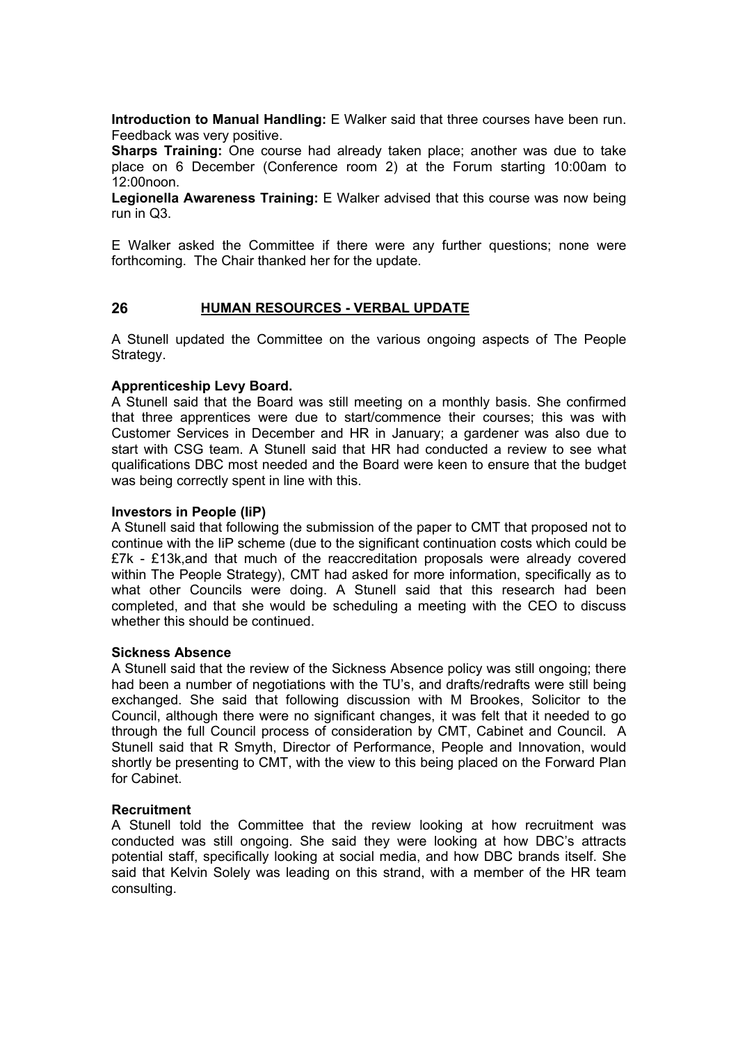**Introduction to Manual Handling:** E Walker said that three courses have been run. Feedback was very positive.

**Sharps Training:** One course had already taken place; another was due to take place on 6 December (Conference room 2) at the Forum starting 10:00am to 12:00noon.

**Legionella Awareness Training:** E Walker advised that this course was now being run in Q3.

E Walker asked the Committee if there were any further questions; none were forthcoming. The Chair thanked her for the update.

## 26 HUMAN RESOURCES - VERBAL UPDATE

A Stunell updated the Committee on the various ongoing aspects of The People Strategy.

**Apprenticeship Levy Board.**

A Stunell said that the Board was still meeting on a monthly basis. She confirmed that three apprentices were due to start/commence their courses; this was with Customer Services in December and HR in January; a gardener was also due to start with CSG team. A Stunell said that HR had conducted a review to see what qualifications DBC most needed and the Board were keen to ensure that the budget was being correctly spent in line with this.

**Investors in People (IiP)**

A Stunell said that following the submission of the paper to CMT that proposed not to continue with the IiP scheme (due to the significant continuation costs which could be £7k - £13k,and that much of the reaccreditation proposals were already covered within The People Strategy), CMT had asked for more information, specifically as to what other Councils were doing. A Stunell said that this research had been completed, and that she would be scheduling a meeting with the CEO to discuss whether this should be continued.

**Sickness Absence**

A Stunell said that the review of the Sickness Absence policy was still ongoing; there had been a number of negotiations with the TU's, and drafts/redrafts were still being exchanged. She said that following discussion with M Brookes, Solicitor to the Council, although there were no significant changes, it was felt that it needed to go through the full Council process of consideration by CMT, Cabinet and Council. A Stunell said that R Smyth, Director of Performance, People and Innovation, would shortly be presenting to CMT, with the view to this being placed on the Forward Plan for Cabinet.

**Recruitment**

A Stunell told the Committee that the review looking at how recruitment was conducted was still ongoing. She said they were looking at how DBC's attracts potential staff, specifically looking at social media, and how DBC brands itself. She said that Kelvin Solely was leading on this strand, with a member of the HR team consulting.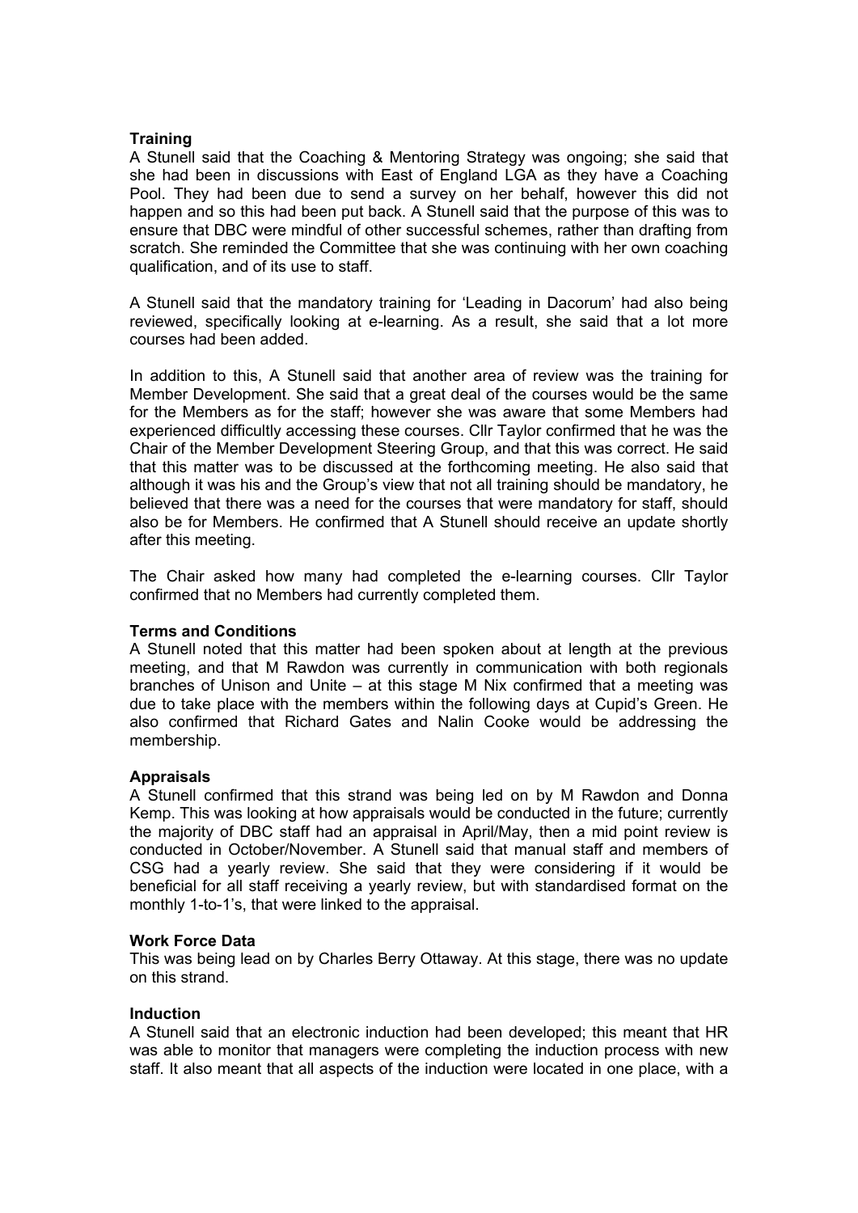**Training**
A Stunell said that the Coaching & Mentoring Strategy was ongoing; she said that she had been in discussions with East of England LGA as they have a Coaching Pool. They had been due to send a survey on her behalf, however this did not happen and so this had been put back. A Stunell said that the purpose of this was to ensure that DBC were mindful of other successful schemes, rather than drafting from scratch. She reminded the Committee that she was continuing with her own coaching qualification, and of its use to staff.

A Stunell said that the mandatory training for 'Leading in Dacorum' had also being reviewed, specifically looking at e-learning. As a result, she said that a lot more courses had been added.

In addition to this, A Stunell said that another area of review was the training for Member Development. She said that a great deal of the courses would be the same for the Members as for the staff; however she was aware that some Members had experienced difficultly accessing these courses. Cllr Taylor confirmed that he was the Chair of the Member Development Steering Group, and that this was correct. He said that this matter was to be discussed at the forthcoming meeting. He also said that although it was his and the Group's view that not all training should be mandatory, he believed that there was a need for the courses that were mandatory for staff, should also be for Members. He confirmed that A Stunell should receive an update shortly after this meeting.

The Chair asked how many had completed the e-learning courses. Cllr Taylor confirmed that no Members had currently completed them.

**Terms and Conditions**
A Stunell noted that this matter had been spoken about at length at the previous meeting, and that M Rawdon was currently in communication with both regionals branches of Unison and Unite – at this stage M Nix confirmed that a meeting was due to take place with the members within the following days at Cupid's Green. He also confirmed that Richard Gates and Nalin Cooke would be addressing the membership.

**Appraisals**
A Stunell confirmed that this strand was being led on by M Rawdon and Donna Kemp. This was looking at how appraisals would be conducted in the future; currently the majority of DBC staff had an appraisal in April/May, then a mid point review is conducted in October/November. A Stunell said that manual staff and members of CSG had a yearly review. She said that they were considering if it would be beneficial for all staff receiving a yearly review, but with standardised format on the monthly 1-to-1's, that were linked to the appraisal.

**Work Force Data**
This was being lead on by Charles Berry Ottaway. At this stage, there was no update on this strand.

**Induction**
A Stunell said that an electronic induction had been developed; this meant that HR was able to monitor that managers were completing the induction process with new staff. It also meant that all aspects of the induction were located in one place, with a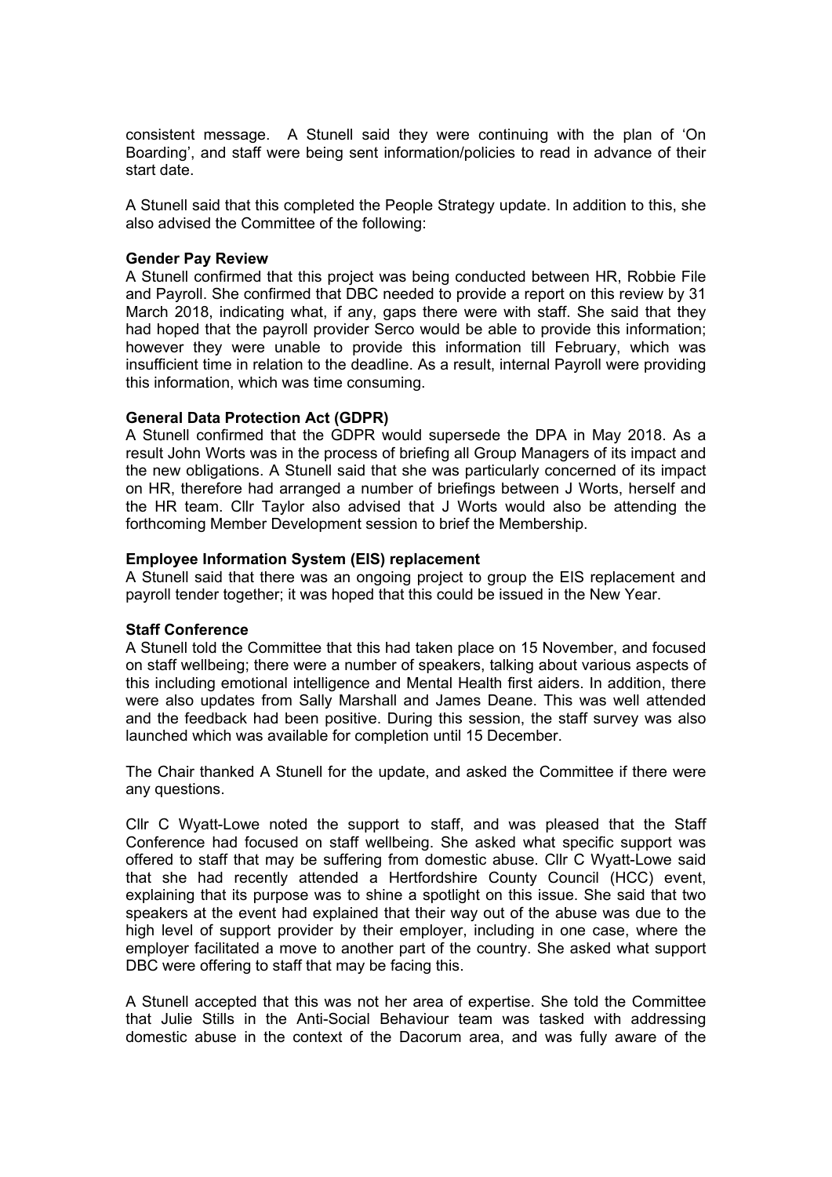consistent message. A Stunell said they were continuing with the plan of 'On Boarding', and staff were being sent information/policies to read in advance of their start date.

A Stunell said that this completed the People Strategy update. In addition to this, she also advised the Committee of the following:

**Gender Pay Review**
A Stunell confirmed that this project was being conducted between HR, Robbie File and Payroll. She confirmed that DBC needed to provide a report on this review by 31 March 2018, indicating what, if any, gaps there were with staff. She said that they had hoped that the payroll provider Serco would be able to provide this information; however they were unable to provide this information till February, which was insufficient time in relation to the deadline. As a result, internal Payroll were providing this information, which was time consuming.

**General Data Protection Act (GDPR)**
A Stunell confirmed that the GDPR would supersede the DPA in May 2018. As a result John Worts was in the process of briefing all Group Managers of its impact and the new obligations. A Stunell said that she was particularly concerned of its impact on HR, therefore had arranged a number of briefings between J Worts, herself and the HR team. Cllr Taylor also advised that J Worts would also be attending the forthcoming Member Development session to brief the Membership.

**Employee Information System (EIS) replacement**
A Stunell said that there was an ongoing project to group the EIS replacement and payroll tender together; it was hoped that this could be issued in the New Year.

**Staff Conference**
A Stunell told the Committee that this had taken place on 15 November, and focused on staff wellbeing; there were a number of speakers, talking about various aspects of this including emotional intelligence and Mental Health first aiders. In addition, there were also updates from Sally Marshall and James Deane. This was well attended and the feedback had been positive. During this session, the staff survey was also launched which was available for completion until 15 December.

The Chair thanked A Stunell for the update, and asked the Committee if there were any questions.

Cllr C Wyatt-Lowe noted the support to staff, and was pleased that the Staff Conference had focused on staff wellbeing. She asked what specific support was offered to staff that may be suffering from domestic abuse. Cllr C Wyatt-Lowe said that she had recently attended a Hertfordshire County Council (HCC) event, explaining that its purpose was to shine a spotlight on this issue. She said that two speakers at the event had explained that their way out of the abuse was due to the high level of support provider by their employer, including in one case, where the employer facilitated a move to another part of the country. She asked what support DBC were offering to staff that may be facing this.

A Stunell accepted that this was not her area of expertise. She told the Committee that Julie Stills in the Anti-Social Behaviour team was tasked with addressing domestic abuse in the context of the Dacorum area, and was fully aware of the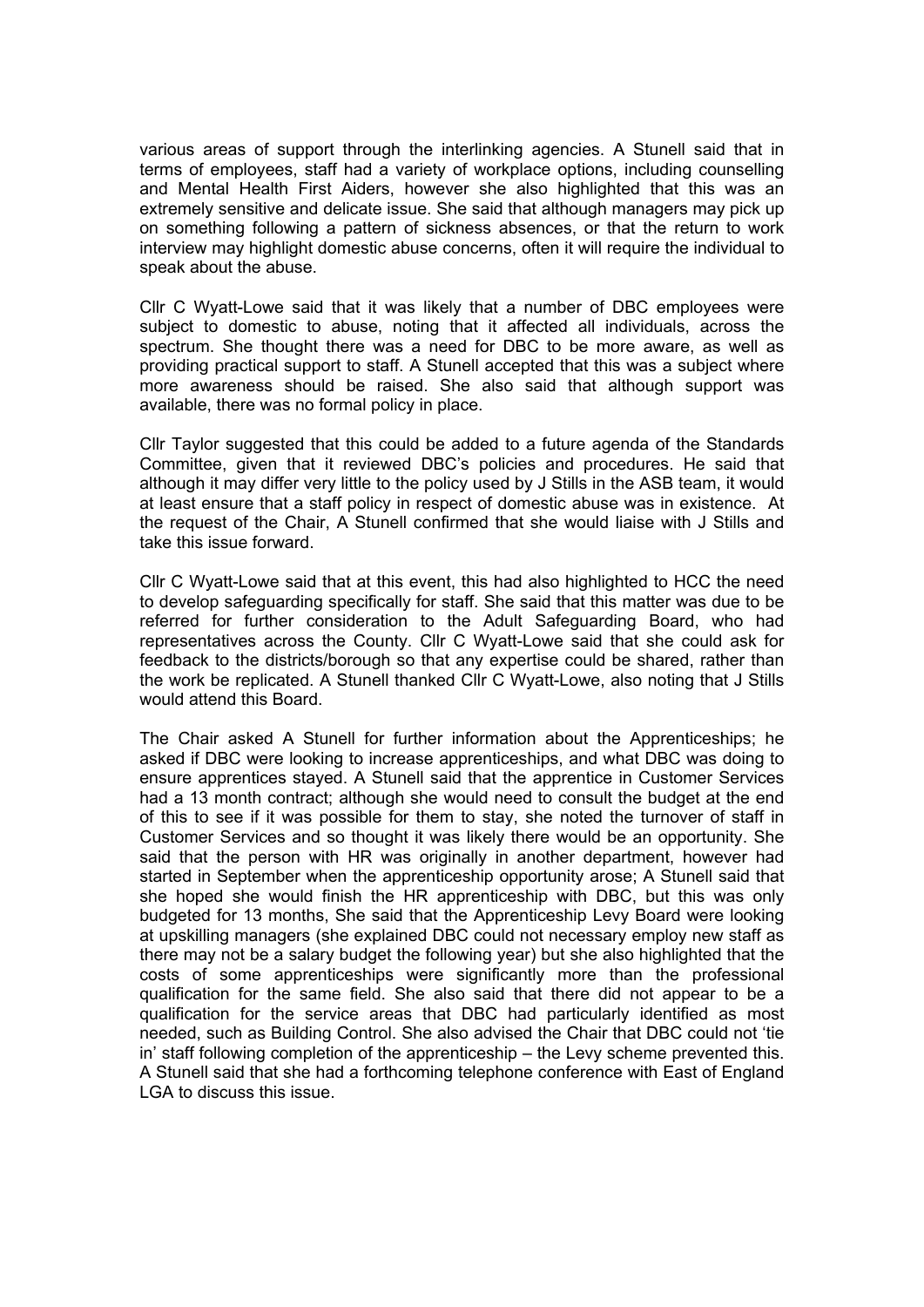various areas of support through the interlinking agencies. A Stunell said that in terms of employees, staff had a variety of workplace options, including counselling and Mental Health First Aiders, however she also highlighted that this was an extremely sensitive and delicate issue. She said that although managers may pick up on something following a pattern of sickness absences, or that the return to work interview may highlight domestic abuse concerns, often it will require the individual to speak about the abuse.

Cllr C Wyatt-Lowe said that it was likely that a number of DBC employees were subject to domestic to abuse, noting that it affected all individuals, across the spectrum. She thought there was a need for DBC to be more aware, as well as providing practical support to staff. A Stunell accepted that this was a subject where more awareness should be raised. She also said that although support was available, there was no formal policy in place.

Cllr Taylor suggested that this could be added to a future agenda of the Standards Committee, given that it reviewed DBC's policies and procedures. He said that although it may differ very little to the policy used by J Stills in the ASB team, it would at least ensure that a staff policy in respect of domestic abuse was in existence. At the request of the Chair, A Stunell confirmed that she would liaise with J Stills and take this issue forward.

Cllr C Wyatt-Lowe said that at this event, this had also highlighted to HCC the need to develop safeguarding specifically for staff. She said that this matter was due to be referred for further consideration to the Adult Safeguarding Board, who had representatives across the County. Cllr C Wyatt-Lowe said that she could ask for feedback to the districts/borough so that any expertise could be shared, rather than the work be replicated. A Stunell thanked Cllr C Wyatt-Lowe, also noting that J Stills would attend this Board.

The Chair asked A Stunell for further information about the Apprenticeships; he asked if DBC were looking to increase apprenticeships, and what DBC was doing to ensure apprentices stayed. A Stunell said that the apprentice in Customer Services had a 13 month contract; although she would need to consult the budget at the end of this to see if it was possible for them to stay, she noted the turnover of staff in Customer Services and so thought it was likely there would be an opportunity. She said that the person with HR was originally in another department, however had started in September when the apprenticeship opportunity arose; A Stunell said that she hoped she would finish the HR apprenticeship with DBC, but this was only budgeted for 13 months, She said that the Apprenticeship Levy Board were looking at upskilling managers (she explained DBC could not necessary employ new staff as there may not be a salary budget the following year) but she also highlighted that the costs of some apprenticeships were significantly more than the professional qualification for the same field. She also said that there did not appear to be a qualification for the service areas that DBC had particularly identified as most needed, such as Building Control. She also advised the Chair that DBC could not 'tie in' staff following completion of the apprenticeship – the Levy scheme prevented this. A Stunell said that she had a forthcoming telephone conference with East of England LGA to discuss this issue.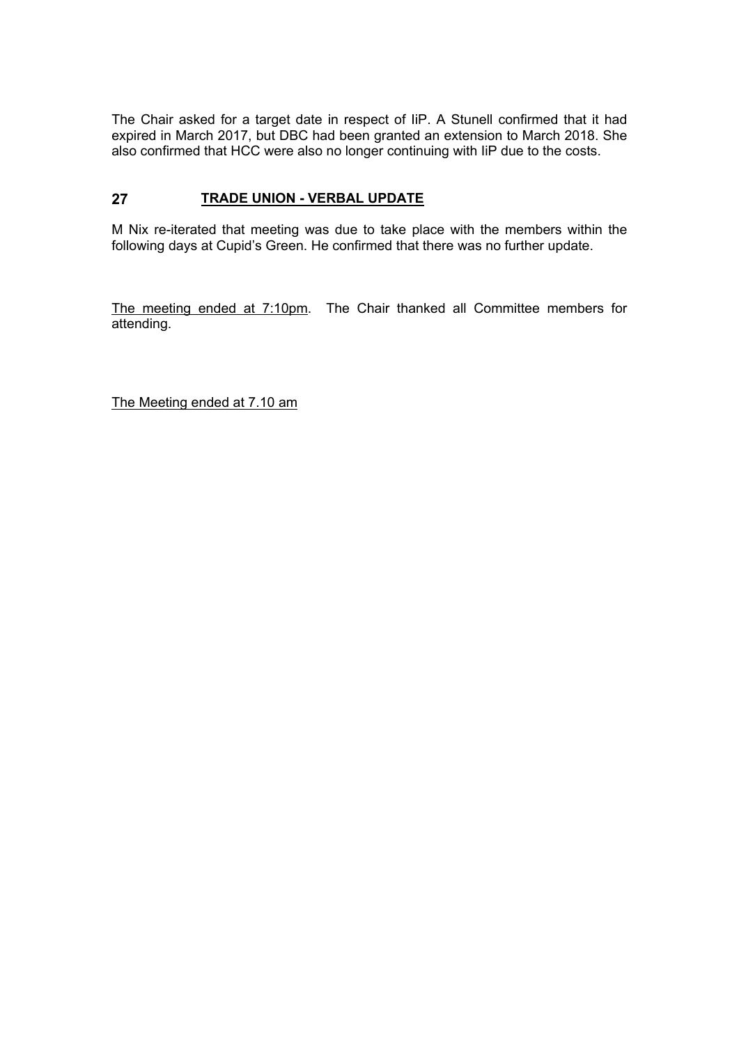The Chair asked for a target date in respect of IiP. A Stunell confirmed that it had expired in March 2017, but DBC had been granted an extension to March 2018. She also confirmed that HCC were also no longer continuing with IiP due to the costs.

## 27 TRADE UNION - VERBAL UPDATE

M Nix re-iterated that meeting was due to take place with the members within the following days at Cupid's Green. He confirmed that there was no further update.

The meeting ended at 7:10pm. The Chair thanked all Committee members for attending.

The Meeting ended at 7.10 am